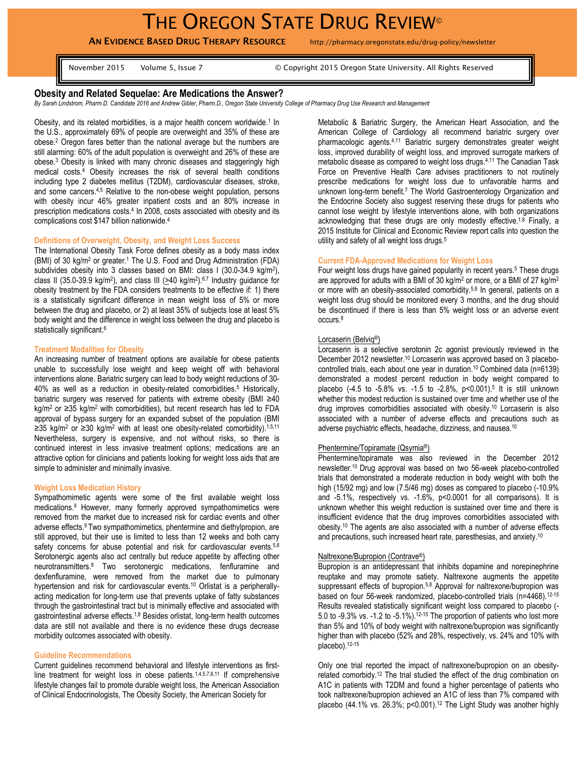# THE OREGON STATE DRUG REVIEW©

**AN EVIDENCE BASED DRUG THERAPY RESOURCE** http://pharmacy.oregonstate.edu/drug-policy/newsletter

November 2015 Volume 5, Issue 7 © Copyright 2015 Oregon State University. All Rights Reserved

## Obesity and Related Sequelae: Are Medications the Answer?

*By Sarah Lindstrom, Pharm.D. Candidate 2016 and Andrew Gibler, Pharm.D., Oregon State University College of Pharmacy Drug Use Research and Management*

Obesity, and its related morbidities, is a major health concern worldwide.[1] In the U.S., approximately 69% of people are overweight and 35% of these are obese.[2] Oregon fares better than the national average but the numbers are still alarming: 60% of the adult population is overweight and 26% of these are obese.[3] Obesity is linked with many chronic diseases and staggeringly high medical costs.[4] Obesity increases the risk of several health conditions including type 2 diabetes mellitus (T2DM), cardiovascular diseases, stroke, and some cancers.[4,5] Relative to the non-obese weight population, persons with obesity incur 46% greater inpatient costs and an 80% increase in prescription medications costs.[4] In 2008, costs associated with obesity and its complications cost $147 billion nationwide.[4]

### Definitions of Overweight, Obesity, and Weight Loss Success

The International Obesity Task Force defines obesity as a body mass index (BMI) of 30 kg/m$^2$ or greater.[1] The U.S. Food and Drug Administration (FDA) subdivides obesity into 3 classes based on BMI: class I (30.0-34.9 kg/m$^2$), class II (35.0-39.9 kg/m$^2$), and class III ($\geq$40 kg/m$^2$).[6,7] Industry guidance for obesity treatment by the FDA considers treatments to be effective if: 1) there is a statistically significant difference in mean weight loss of 5% or more between the drug and placebo, or 2) at least 35% of subjects lose at least 5% body weight and the difference in weight loss between the drug and placebo is statistically significant.[6]

### Treatment Modalities for Obesity

An increasing number of treatment options are available for obese patients unable to successfully lose weight and keep weight off with behavioral interventions alone. Bariatric surgery can lead to body weight reductions of 30-40% as well as a reduction in obesity-related comorbidities.[5] Historically, bariatric surgery was reserved for patients with extreme obesity (BMI ≥40 kg/m$^2$ or ≥35 kg/m$^2$ with comorbidities), but recent research has led to FDA approval of bypass surgery for an expanded subset of the population (BMI ≥35 kg/m$^2$ or ≥30 kg/m$^2$ with at least one obesity-related comorbidity).[1,5,11] Nevertheless, surgery is expensive, and not without risks, so there is continued interest in less invasive treatment options; medications are an attractive option for clinicians and patients looking for weight loss aids that are simple to administer and minimally invasive.

### Weight Loss Medication History

Sympathomimetic agents were some of the first available weight loss medications.[9] However, many formerly approved sympathomimetics were removed from the market due to increased risk for cardiac events and other adverse effects.[9] Two sympathomimetics, phentermine and diethylpropion, are still approved, but their use is limited to less than 12 weeks and both carry safety concerns for abuse potential and risk for cardiovascular events.[5,8] Serotonergic agents also act centrally but reduce appetite by affecting other neurotransmitters.[8] Two serotonergic medications, fenfluramine and dexfenfluramine, were removed from the market due to pulmonary hypertension and risk for cardiovascular events.[10] Orlistat is a peripherally-acting medication for long-term use that prevents uptake of fatty substances through the gastrointestinal tract but is minimally effective and associated with gastrointestinal adverse effects.[1,8] Besides orlistat, long-term health outcomes data are still not available and there is no evidence these drugs decrease morbidity outcomes associated with obesity.

### Guideline Recommendations

Current guidelines recommend behavioral and lifestyle interventions as first-line treatment for weight loss in obese patients.[1,4,5,7,8,11] If comprehensive lifestyle changes fail to promote durable weight loss, the American Association of Clinical Endocrinologists, The Obesity Society, the American Society for Metabolic & Bariatric Surgery, the American Heart Association, and the American College of Cardiology all recommend bariatric surgery over pharmacologic agents.[4,11] Bariatric surgery demonstrates greater weight loss, improved durability of weight loss, and improved surrogate markers of metabolic disease as compared to weight loss drugs.[4,11] The Canadian Task Force on Preventive Health Care advises practitioners to not routinely prescribe medications for weight loss due to unfavorable harms and unknown long-term benefit.[7] The World Gastroenterology Organization and the Endocrine Society also suggest reserving these drugs for patients who cannot lose weight by lifestyle interventions alone, with both organizations acknowledging that these drugs are only modestly effective.[1,8] Finally, a 2015 Institute for Clinical and Economic Review report calls into question the utility and safety of all weight loss drugs.[5]

### Current FDA-Approved Medications for Weight Loss

Four weight loss drugs have gained popularity in recent years.[5] These drugs are approved for adults with a BMI of 30 kg/m$^2$ or more, or a BMI of 27 kg/m$^2$ or more with an obesity-associated comorbidity.[5,8] In general, patients on a weight loss drug should be monitored every 3 months, and the drug should be discontinued if there is less than 5% weight loss or an adverse event occurs.[8]

#### Lorcaserin (Belviq®)

Lorcaserin is a selective serotonin 2c agonist previously reviewed in the December 2012 newsletter.[10] Lorcaserin was approved based on 3 placebo-controlled trials, each about one year in duration.[10] Combined data (n=6139) demonstrated a modest percent reduction in body weight compared to placebo (-4.5 to -5.8% vs. -1.5 to -2.8%, $p<0.001$).[5] It is still unknown whether this modest reduction is sustained over time and whether use of the drug improves comorbidities associated with obesity.[10] Lorcaserin is also associated with a number of adverse effects and precautions such as adverse psychiatric effects, headache, dizziness, and nausea.[10]

#### Phentermine/Topiramate (Qsymia®)

Phentermine/topiramate was also reviewed in the December 2012 newsletter.[10] Drug approval was based on two 56-week placebo-controlled trials that demonstrated a moderate reduction in body weight with both the high (15/92 mg) and low (7.5/46 mg) doses as compared to placebo (-10.9% and -5.1%, respectively vs. -1.6%, $p<0.0001$ for all comparisons). It is unknown whether this weight reduction is sustained over time and there is insufficient evidence that the drug improves comorbidities associated with obesity.[10] The agents are also associated with a number of adverse effects and precautions, such increased heart rate, paresthesias, and anxiety.[10]

#### Naltrexone/Bupropion (Contrave®)

Bupropion is an antidepressant that inhibits dopamine and norepinephrine reuptake and may promote satiety. Naltrexone augments the appetite suppressant effects of bupropion.[5,8] Approval for naltrexone/bupropion was based on four 56-week randomized, placebo-controlled trials (n=4468).[12-15] Results revealed statistically significant weight loss compared to placebo (-5.0 to -9.3% vs. -1.2 to -5.1%).[12-15] The proportion of patients who lost more than 5% and 10% of body weight with naltrexone/bupropion was significantly higher than with placebo (52% and 28%, respectively, vs. 24% and 10% with placebo).[12-15]

Only one trial reported the impact of naltrexone/bupropion on an obesity-related comorbidy.[12] The trial studied the effect of the drug combination on A1C in patients with T2DM and found a higher percentage of patients who took naltrexone/bupropion achieved an A1C of less than 7% compared with placebo (44.1% vs. 26.3%; $p<0.001$).[12] The Light Study was another highly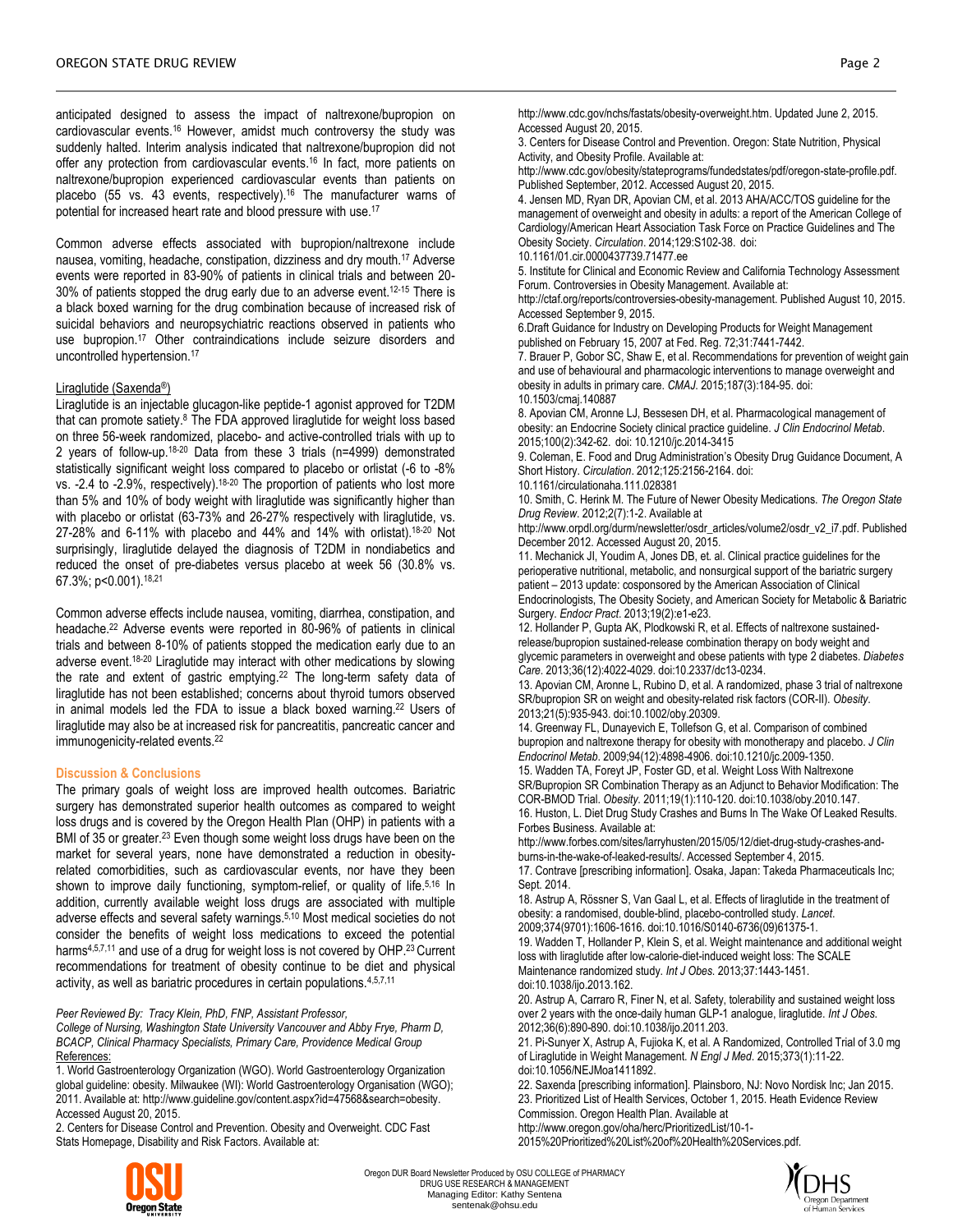anticipated designed to assess the impact of naltrexone/bupropion on cardiovascular events.[16] However, amidst much controversy the study was suddenly halted. Interim analysis indicated that naltrexone/bupropion did not offer any protection from cardiovascular events.[16] In fact, more patients on naltrexone/bupropion experienced cardiovascular events than patients on placebo (55 vs. 43 events, respectively).[16] The manufacturer warns of potential for increased heart rate and blood pressure with use.[17]

Common adverse effects associated with bupropion/naltrexone include nausea, vomiting, headache, constipation, dizziness and dry mouth.[17] Adverse events were reported in 83-90% of patients in clinical trials and between 20-30% of patients stopped the drug early due to an adverse event.[12-15] There is a black boxed warning for the drug combination because of increased risk of suicidal behaviors and neuropsychiatric reactions observed in patients who use bupropion.[17] Other contraindications include seizure disorders and uncontrolled hypertension.[17]

### Liraglutide (Saxenda®)

Liraglutide is an injectable glucagon-like peptide-1 agonist approved for T2DM that can promote satiety.[8] The FDA approved liraglutide for weight loss based on three 56-week randomized, placebo- and active-controlled trials with up to 2 years of follow-up.[18-20] Data from these 3 trials (n=4999) demonstrated statistically significant weight loss compared to placebo or orlistat (-6 to -8% vs. -2.4 to -2.9%, respectively).[18-20] The proportion of patients who lost more than 5% and 10% of body weight with liraglutide was significantly higher than with placebo or orlistat (63-73% and 26-27% respectively with liraglutide, vs. 27-28% and 6-11% with placebo and 44% and 14% with orlistat).[18-20] Not surprisingly, liraglutide delayed the diagnosis of T2DM in nondiabetics and reduced the onset of pre-diabetes versus placebo at week 56 (30.8% vs. 67.3%; $p<0.001$).[18,21]

Common adverse effects include nausea, vomiting, diarrhea, constipation, and headache.[22] Adverse events were reported in 80-96% of patients in clinical trials and between 8-10% of patients stopped the medication early due to an adverse event.[18-20] Liraglutide may interact with other medications by slowing the rate and extent of gastric emptying.[22] The long-term safety data of liraglutide has not been established; concerns about thyroid tumors observed in animal models led the FDA to issue a black boxed warning.[22] Users of liraglutide may also be at increased risk for pancreatitis, pancreatic cancer and immunogenicity-related events.[22]

## Discussion & Conclusions

The primary goals of weight loss are improved health outcomes. Bariatric surgery has demonstrated superior health outcomes as compared to weight loss drugs and is covered by the Oregon Health Plan (OHP) in patients with a BMI of 35 or greater.[23] Even though some weight loss drugs have been on the market for several years, none have demonstrated a reduction in obesity-related comorbidities, such as cardiovascular events, nor have they been shown to improve daily functioning, symptom-relief, or quality of life.[5,16] In addition, currently available weight loss drugs are associated with multiple adverse effects and several safety warnings.[5,10] Most medical societies do not consider the benefits of weight loss medications to exceed the potential harms[4,5,7,11] and use of a drug for weight loss is not covered by OHP.[23] Current recommendations for treatment of obesity continue to be diet and physical activity, as well as bariatric procedures in certain populations.[4,5,7,11]

*Peer Reviewed By: Tracy Klein, PhD, FNP, Assistant Professor, College of Nursing, Washington State University Vancouver and Abby Frye, Pharm D, BCACP, Clinical Pharmacy Specialists, Primary Care, Providence Medical Group*

References:

1. World Gastroenterology Organization (WGO). World Gastroenterology Organization global guideline: obesity. Milwaukee (WI): World Gastroenterology Organisation (WGO); 2011. Available at: http://www.guideline.gov/content.aspx?id=47568&search=obesity. Accessed August 20, 2015.
2. Centers for Disease Control and Prevention. Obesity and Overweight. CDC Fast Stats Homepage, Disability and Risk Factors. Available at: http://www.cdc.gov/nchs/fastats/obesity-overweight.htm. Updated June 2, 2015. Accessed August 20, 2015.
3. Centers for Disease Control and Prevention. Oregon: State Nutrition, Physical Activity, and Obesity Profile. Available at: http://www.cdc.gov/obesity/stateprograms/fundedstates/pdf/oregon-state-profile.pdf. Published September, 2012. Accessed August 20, 2015.
4. Jensen MD, Ryan DR, Apovian CM, et al. 2013 AHA/ACC/TOS guideline for the management of overweight and obesity in adults: a report of the American College of Cardiology/American Heart Association Task Force on Practice Guidelines and The Obesity Society. *Circulation*. 2014;129:S102-38. doi: 10.1161/01.cir.0000437739.71477.ee
5. Institute for Clinical and Economic Review and California Technology Assessment Forum. Controversies in Obesity Management. Available at: http://ctaf.org/reports/controversies-obesity-management. Published August 10, 2015. Accessed September 9, 2015.
6. Draft Guidance for Industry on Developing Products for Weight Management published on February 15, 2007 at Fed. Reg. 72;31:7441-7442.
7. Brauer P, Gobor SC, Shaw E, et al. Recommendations for prevention of weight gain and use of behavioural and pharmacologic interventions to manage overweight and obesity in adults in primary care. *CMAJ*. 2015;187(3):184-95. doi: 10.1503/cmaj.140887
8. Apovian CM, Aronne LJ, Bessesen DH, et al. Pharmacological management of obesity: an Endocrine Society clinical practice guideline. *J Clin Endocrinol Metab*. 2015;100(2):342-62. doi: 10.1210/jc.2014-3415
9. Coleman, E. Food and Drug Administration's Obesity Drug Guidance Document, A Short History. *Circulation*. 2012;125:2156-2164. doi: 10.1161/circulationaha.111.028381
10. Smith, C. Herink M. The Future of Newer Obesity Medications. *The Oregon State Drug Review*. 2012;2(7):1-2. Available at http://www.orpdl.org/durm/newsletter/osdr_articles/volume2/osdr_v2_i7.pdf. Published December 2012. Accessed August 20, 2015.
11. Mechanick JI, Youdim A, Jones DB, et. al. Clinical practice guidelines for the perioperative nutritional, metabolic, and nonsurgical support of the bariatric surgery patient – 2013 update: cosponsored by the American Association of Clinical Endocrinologists, The Obesity Society, and American Society for Metabolic & Bariatric Surgery. *Endocr Pract*. 2013;19(2):e1-e23.
12. Hollander P, Gupta AK, Plodkowski R, et al. Effects of naltrexone sustained-release/bupropion sustained-release combination therapy on body weight and glycemic parameters in overweight and obese patients with type 2 diabetes. *Diabetes Care*. 2013;36(12):4022-4029. doi:10.2337/dc13-0234.
13. Apovian CM, Aronne L, Rubino D, et al. A randomized, phase 3 trial of naltrexone SR/bupropion SR on weight and obesity-related risk factors (COR-II). *Obesity*. 2013;21(5):935-943. doi:10.1002/oby.20309.
14. Greenway FL, Dunayevich E, Tollefson G, et al. Comparison of combined bupropion and naltrexone therapy for obesity with monotherapy and placebo. *J Clin Endocrinol Metab*. 2009;94(12):4898-4906. doi:10.1210/jc.2009-1350.
15. Wadden TA, Foreyt JP, Foster GD, et al. Weight Loss With Naltrexone SR/Bupropion SR Combination Therapy as an Adjunct to Behavior Modification: The COR-BMOD Trial. *Obesity*. 2011;19(1):110-120. doi:10.1038/oby.2010.147.
16. Huston, L. Diet Drug Study Crashes and Burns In The Wake Of Leaked Results. Forbes Business. Available at: http://www.forbes.com/sites/larryhusten/2015/05/12/diet-drug-study-crashes-and-burns-in-the-wake-of-leaked-results/. Accessed September 4, 2015.
17. Contrave [prescribing information]. Osaka, Japan: Takeda Pharmaceuticals Inc; Sept. 2014.
18. Astrup A, Rössner S, Van Gaal L, et al. Effects of liraglutide in the treatment of obesity: a randomised, double-blind, placebo-controlled study. *Lancet*. 2009;374(9701):1606-1616. doi:10.1016/S0140-6736(09)61375-1.
19. Wadden T, Hollander P, Klein S, et al. Weight maintenance and additional weight loss with liraglutide after low-calorie-diet-induced weight loss: The SCALE Maintenance randomized study. *Int J Obes*. 2013;37:1443-1451. doi:10.1038/ijo.2013.162.
20. Astrup A, Carraro R, Finer N, et al. Safety, tolerability and sustained weight loss over 2 years with the once-daily human GLP-1 analogue, liraglutide. *Int J Obes*. 2012;36(6):890-890. doi:10.1038/ijo.2011.203.
21. Pi-Sunyer X, Astrup A, Fujioka K, et al. A Randomized, Controlled Trial of 3.0 mg of Liraglutide in Weight Management. *N Engl J Med*. 2015;373(1):11-22. doi:10.1056/NEJMoa1411892.
22. Saxenda [prescribing information]. Plainsboro, NJ: Novo Nordisk Inc; Jan 2015.
23. Prioritized List of Health Services, October 1, 2015. Heath Evidence Review Commission. Oregon Health Plan. Available at http://www.oregon.gov/oha/herc/PrioritizedList/10-1-2015%20Prioritized%20List%20of%20Health%20Services.pdf.

Oregon DUR Board Newsletter Produced by OSU COLLEGE of PHARMACY
DRUG USE RESEARCH & MANAGEMENT
Managing Editor: Kathy Sentena
sentenak@ohsu.edu